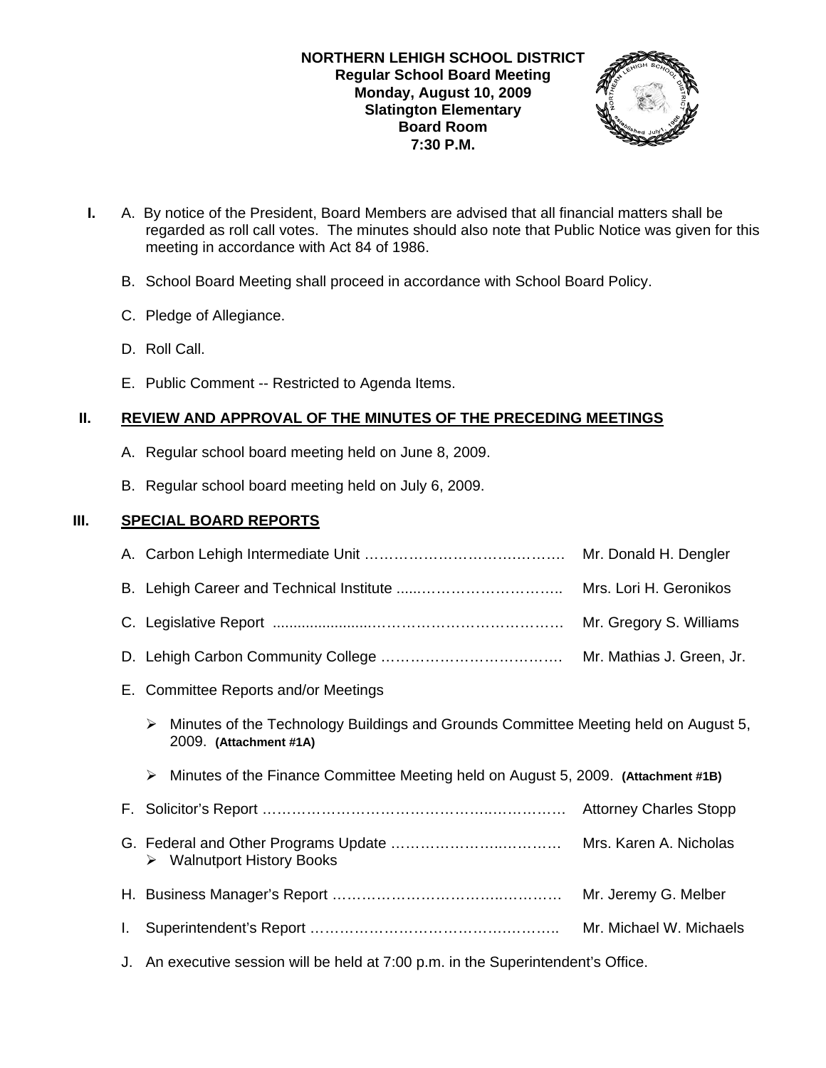**NORTHERN LEHIGH SCHOOL DISTRICT**
**Regular School Board Meeting**
**Monday, August 10, 2009**
**Slatington Elementary**
**Board Room**
**7:30 P.M.**

**I.** A. By notice of the President, Board Members are advised that all financial matters shall be regarded as roll call votes. The minutes should also note that Public Notice was given for this meeting in accordance with Act 84 of 1986.

B. School Board Meeting shall proceed in accordance with School Board Policy.

C. Pledge of Allegiance.

D. Roll Call.

E. Public Comment -- Restricted to Agenda Items.

## II. REVIEW AND APPROVAL OF THE MINUTES OF THE PRECEDING MEETINGS

A. Regular school board meeting held on June 8, 2009.

B. Regular school board meeting held on July 6, 2009.

## III. SPECIAL BOARD REPORTS

A. Carbon Lehigh Intermediate Unit …………………………………. Mr. Donald H. Dengler

B. Lehigh Career and Technical Institute ......………………………….. Mrs. Lori H. Geronikos

C. Legislative Report ......................……………………………… Mr. Gregory S. Williams

D. Lehigh Carbon Community College ………………………………. Mr. Mathias J. Green, Jr.

E. Committee Reports and/or Meetings

- Minutes of the Technology Buildings and Grounds Committee Meeting held on August 5, 2009. **(Attachment #1A)**
- Minutes of the Finance Committee Meeting held on August 5, 2009. **(Attachment #1B)**

F. Solicitor's Report ………………………………………………………. Attorney Charles Stopp

G. Federal and Other Programs Update ……………………………. Mrs. Karen A. Nicholas
- Walnutport History Books

H. Business Manager's Report ……………………………………… Mr. Jeremy G. Melber

I. Superintendent's Report …………………………………………….. Mr. Michael W. Michaels

J. An executive session will be held at 7:00 p.m. in the Superintendent's Office.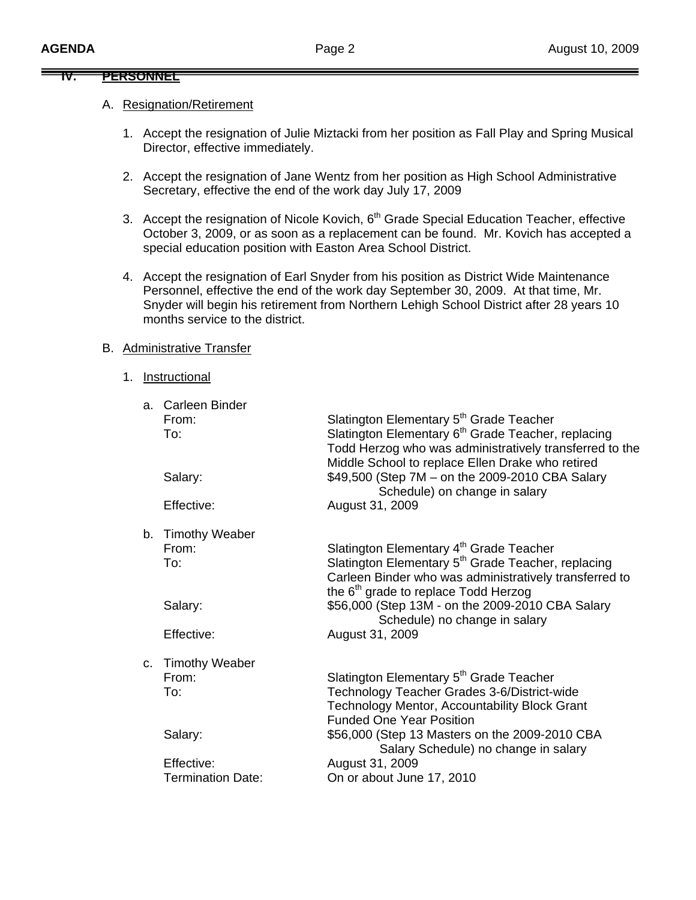## IV. PERSONNEL

A. Resignation/Retirement

1. Accept the resignation of Julie Miztacki from her position as Fall Play and Spring Musical Director, effective immediately.

2. Accept the resignation of Jane Wentz from her position as High School Administrative Secretary, effective the end of the work day July 17, 2009

3. Accept the resignation of Nicole Kovich, 6th Grade Special Education Teacher, effective October 3, 2009, or as soon as a replacement can be found. Mr. Kovich has accepted a special education position with Easton Area School District.

4. Accept the resignation of Earl Snyder from his position as District Wide Maintenance Personnel, effective the end of the work day September 30, 2009. At that time, Mr. Snyder will begin his retirement from Northern Lehigh School District after 28 years 10 months service to the district.

B. Administrative Transfer

1. Instructional

a. Carleen Binder

| | |
|---|---|
| From: | Slatington Elementary 5th Grade Teacher |
| To: | Slatington Elementary 6th Grade Teacher, replacing Todd Herzog who was administratively transferred to the Middle School to replace Ellen Drake who retired |
| Salary: | $49,500 (Step 7M – on the 2009-2010 CBA Salary Schedule) on change in salary |
| Effective: | August 31, 2009 |

b. Timothy Weaber

| | |
|---|---|
| From: | Slatington Elementary 4th Grade Teacher |
| To: | Slatington Elementary 5th Grade Teacher, replacing Carleen Binder who was administratively transferred to the 6th grade to replace Todd Herzog |
| Salary: | $56,000 (Step 13M - on the 2009-2010 CBA Salary Schedule) no change in salary |
| Effective: | August 31, 2009 |

c. Timothy Weaber

| | |
|---|---|
| From: | Slatington Elementary 5th Grade Teacher |
| To: | Technology Teacher Grades 3-6/District-wide Technology Mentor, Accountability Block Grant Funded One Year Position |
| Salary: | $56,000 (Step 13 Masters on the 2009-2010 CBA Salary Schedule) no change in salary |
| Effective: | August 31, 2009 |
| Termination Date: | On or about June 17, 2010 |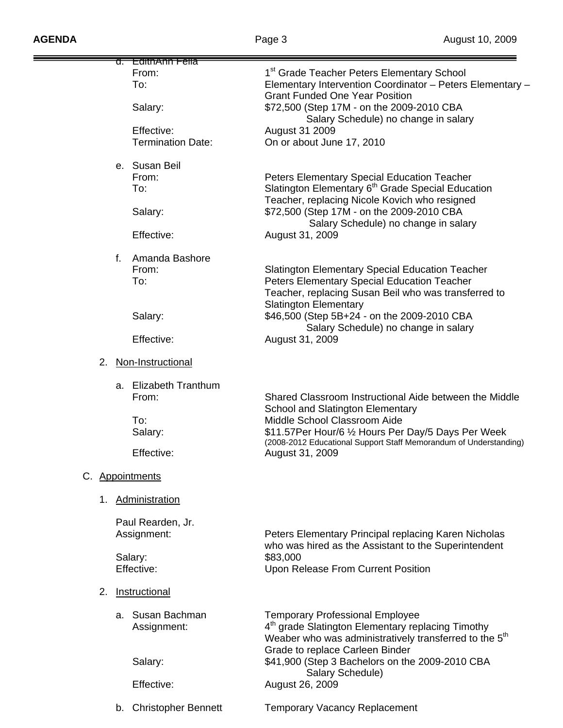d. EdithAnn Fella

| | |
|---|---|
| From: | 1st Grade Teacher Peters Elementary School |
| To: | Elementary Intervention Coordinator – Peters Elementary – Grant Funded One Year Position |
| Salary: | $72,500 (Step 17M - on the 2009-2010 CBA Salary Schedule) no change in salary |
| Effective: | August 31 2009 |
| Termination Date: | On or about June 17, 2010 |

e. Susan Beil

| | |
|---|---|
| From: | Peters Elementary Special Education Teacher |
| To: | Slatington Elementary 6th Grade Special Education Teacher, replacing Nicole Kovich who resigned |
| Salary: | $72,500 (Step 17M - on the 2009-2010 CBA Salary Schedule) no change in salary |
| Effective: | August 31, 2009 |

f. Amanda Bashore

| | |
|---|---|
| From: | Slatington Elementary Special Education Teacher |
| To: | Peters Elementary Special Education Teacher Teacher, replacing Susan Beil who was transferred to Slatington Elementary |
| Salary: | $46,500 (Step 5B+24 - on the 2009-2010 CBA Salary Schedule) no change in salary |
| Effective: | August 31, 2009 |

2. Non-Instructional

a. Elizabeth Tranthum

| | |
|---|---|
| From: | Shared Classroom Instructional Aide between the Middle School and Slatington Elementary |
| To: | Middle School Classroom Aide |
| Salary: | $11.57Per Hour/6 ½ Hours Per Day/5 Days Per Week (2008-2012 Educational Support Staff Memorandum of Understanding) |
| Effective: | August 31, 2009 |

C. Appointments

1. Administration

Paul Rearden, Jr.

| | |
|---|---|
| Assignment: | Peters Elementary Principal replacing Karen Nicholas who was hired as the Assistant to the Superintendent |
| Salary: | $83,000 |
| Effective: | Upon Release From Current Position |

2. Instructional

a. Susan Bachman — Temporary Professional Employee

| | |
|---|---|
| Assignment: | 4th grade Slatington Elementary replacing Timothy Weaber who was administratively transferred to the 5th Grade to replace Carleen Binder |
| Salary: | $41,900 (Step 3 Bachelors on the 2009-2010 CBA Salary Schedule) |
| Effective: | August 26, 2009 |

b. Christopher Bennett — Temporary Vacancy Replacement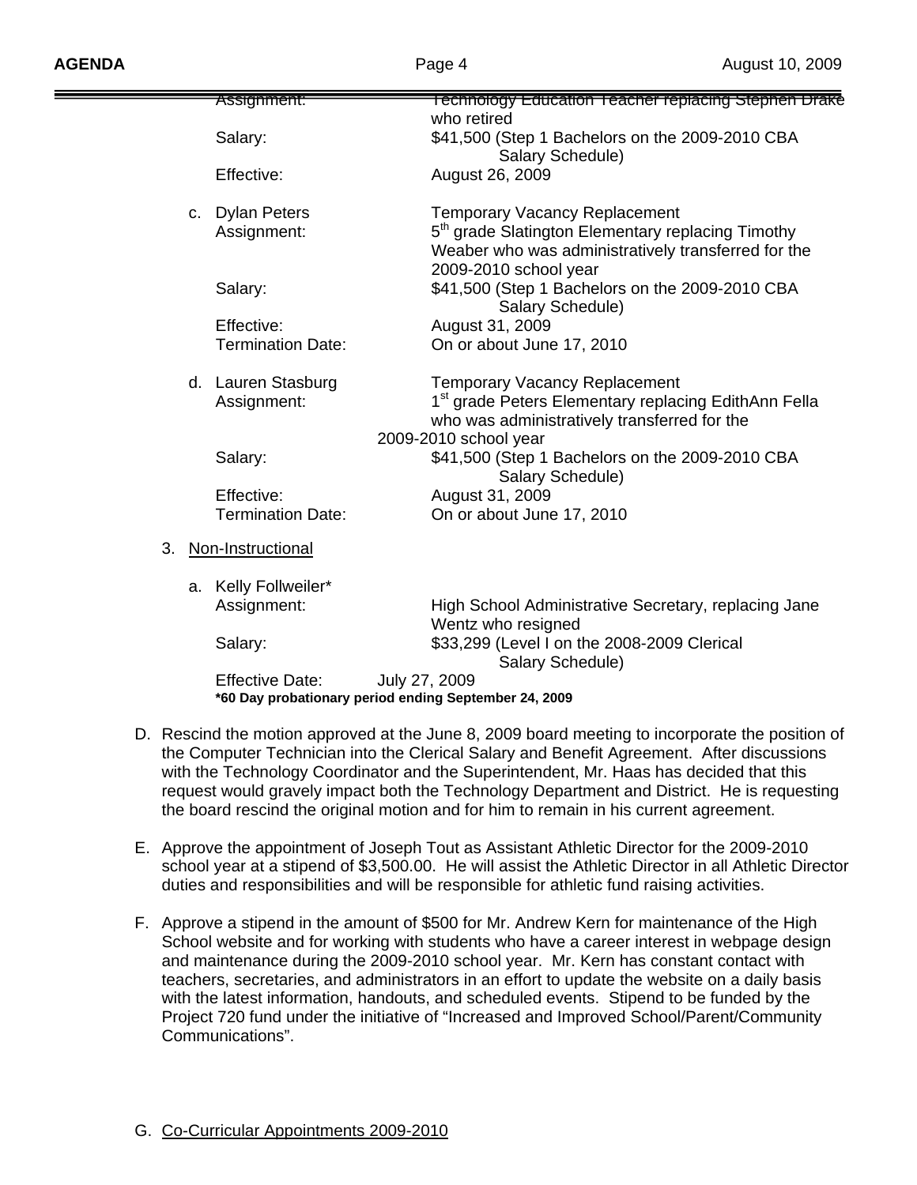Assignment: Technology Education Teacher replacing Stephen Drake who retired
Salary: $41,500 (Step 1 Bachelors on the 2009-2010 CBA Salary Schedule)
Effective: August 26, 2009

c. Dylan Peters — Temporary Vacancy Replacement
Assignment: 5th grade Slatington Elementary replacing Timothy Weaber who was administratively transferred for the 2009-2010 school year
Salary: $41,500 (Step 1 Bachelors on the 2009-2010 CBA Salary Schedule)
Effective: August 31, 2009
Termination Date: On or about June 17, 2010

d. Lauren Stasburg — Temporary Vacancy Replacement
Assignment: 1st grade Peters Elementary replacing EdithAnn Fella who was administratively transferred for the 2009-2010 school year
Salary: $41,500 (Step 1 Bachelors on the 2009-2010 CBA Salary Schedule)
Effective: August 31, 2009
Termination Date: On or about June 17, 2010

3. Non-Instructional

a. Kelly Follweiler*
Assignment: High School Administrative Secretary, replacing Jane Wentz who resigned
Salary: $33,299 (Level I on the 2008-2009 Clerical Salary Schedule)
Effective Date: July 27, 2009
**\*60 Day probationary period ending September 24, 2009**

D. Rescind the motion approved at the June 8, 2009 board meeting to incorporate the position of the Computer Technician into the Clerical Salary and Benefit Agreement. After discussions with the Technology Coordinator and the Superintendent, Mr. Haas has decided that this request would gravely impact both the Technology Department and District. He is requesting the board rescind the original motion and for him to remain in his current agreement.

E. Approve the appointment of Joseph Tout as Assistant Athletic Director for the 2009-2010 school year at a stipend of $3,500.00. He will assist the Athletic Director in all Athletic Director duties and responsibilities and will be responsible for athletic fund raising activities.

F. Approve a stipend in the amount of $500 for Mr. Andrew Kern for maintenance of the High School website and for working with students who have a career interest in webpage design and maintenance during the 2009-2010 school year. Mr. Kern has constant contact with teachers, secretaries, and administrators in an effort to update the website on a daily basis with the latest information, handouts, and scheduled events. Stipend to be funded by the Project 720 fund under the initiative of "Increased and Improved School/Parent/Community Communications".

G. Co-Curricular Appointments 2009-2010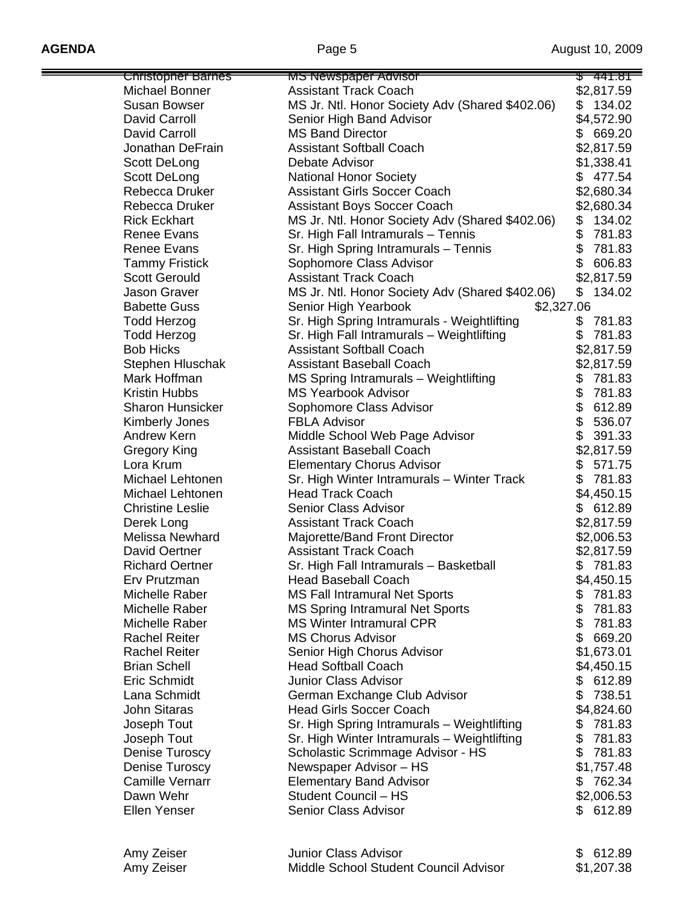| | | |
|---|---|---|
| Christopher Barnes | MS Newspaper Advisor | $ 441.81 |
| Michael Bonner | Assistant Track Coach | $2,817.59 |
| Susan Bowser | MS Jr. Ntl. Honor Society Adv (Shared $402.06) | $ 134.02 |
| David Carroll | Senior High Band Advisor | $4,572.90 |
| David Carroll | MS Band Director | $ 669.20 |
| Jonathan DeFrain | Assistant Softball Coach | $2,817.59 |
| Scott DeLong | Debate Advisor | $1,338.41 |
| Scott DeLong | National Honor Society | $ 477.54 |
| Rebecca Druker | Assistant Girls Soccer Coach | $2,680.34 |
| Rebecca Druker | Assistant Boys Soccer Coach | $2,680.34 |
| Rick Eckhart | MS Jr. Ntl. Honor Society Adv (Shared $402.06) | $ 134.02 |
| Renee Evans | Sr. High Fall Intramurals – Tennis | $ 781.83 |
| Renee Evans | Sr. High Spring Intramurals – Tennis | $ 781.83 |
| Tammy Fristick | Sophomore Class Advisor | $ 606.83 |
| Scott Gerould | Assistant Track Coach | $2,817.59 |
| Jason Graver | MS Jr. Ntl. Honor Society Adv (Shared $402.06) | $ 134.02 |
| Babette Guss | Senior High Yearbook | $2,327.06 |
| Todd Herzog | Sr. High Spring Intramurals - Weightlifting | $ 781.83 |
| Todd Herzog | Sr. High Fall Intramurals – Weightlifting | $ 781.83 |
| Bob Hicks | Assistant Softball Coach | $2,817.59 |
| Stephen Hluschak | Assistant Baseball Coach | $2,817.59 |
| Mark Hoffman | MS Spring Intramurals – Weightlifting | $ 781.83 |
| Kristin Hubbs | MS Yearbook Advisor | $ 781.83 |
| Sharon Hunsicker | Sophomore Class Advisor | $ 612.89 |
| Kimberly Jones | FBLA Advisor | $ 536.07 |
| Andrew Kern | Middle School Web Page Advisor | $ 391.33 |
| Gregory King | Assistant Baseball Coach | $2,817.59 |
| Lora Krum | Elementary Chorus Advisor | $ 571.75 |
| Michael Lehtonen | Sr. High Winter Intramurals – Winter Track | $ 781.83 |
| Michael Lehtonen | Head Track Coach | $4,450.15 |
| Christine Leslie | Senior Class Advisor | $ 612.89 |
| Derek Long | Assistant Track Coach | $2,817.59 |
| Melissa Newhard | Majorette/Band Front Director | $2,006.53 |
| David Oertner | Assistant Track Coach | $2,817.59 |
| Richard Oertner | Sr. High Fall Intramurals – Basketball | $ 781.83 |
| Erv Prutzman | Head Baseball Coach | $4,450.15 |
| Michelle Raber | MS Fall Intramural Net Sports | $ 781.83 |
| Michelle Raber | MS Spring Intramural Net Sports | $ 781.83 |
| Michelle Raber | MS Winter Intramural CPR | $ 781.83 |
| Rachel Reiter | MS Chorus Advisor | $ 669.20 |
| Rachel Reiter | Senior High Chorus Advisor | $1,673.01 |
| Brian Schell | Head Softball Coach | $4,450.15 |
| Eric Schmidt | Junior Class Advisor | $ 612.89 |
| Lana Schmidt | German Exchange Club Advisor | $ 738.51 |
| John Sitaras | Head Girls Soccer Coach | $4,824.60 |
| Joseph Tout | Sr. High Spring Intramurals – Weightlifting | $ 781.83 |
| Joseph Tout | Sr. High Winter Intramurals – Weightlifting | $ 781.83 |
| Denise Turoscy | Scholastic Scrimmage Advisor - HS | $ 781.83 |
| Denise Turoscy | Newspaper Advisor – HS | $1,757.48 |
| Camille Vernarr | Elementary Band Advisor | $ 762.34 |
| Dawn Wehr | Student Council – HS | $2,006.53 |
| Ellen Yenser | Senior Class Advisor | $ 612.89 |
| Amy Zeiser | Junior Class Advisor | $ 612.89 |
| Amy Zeiser | Middle School Student Council Advisor | $1,207.38 |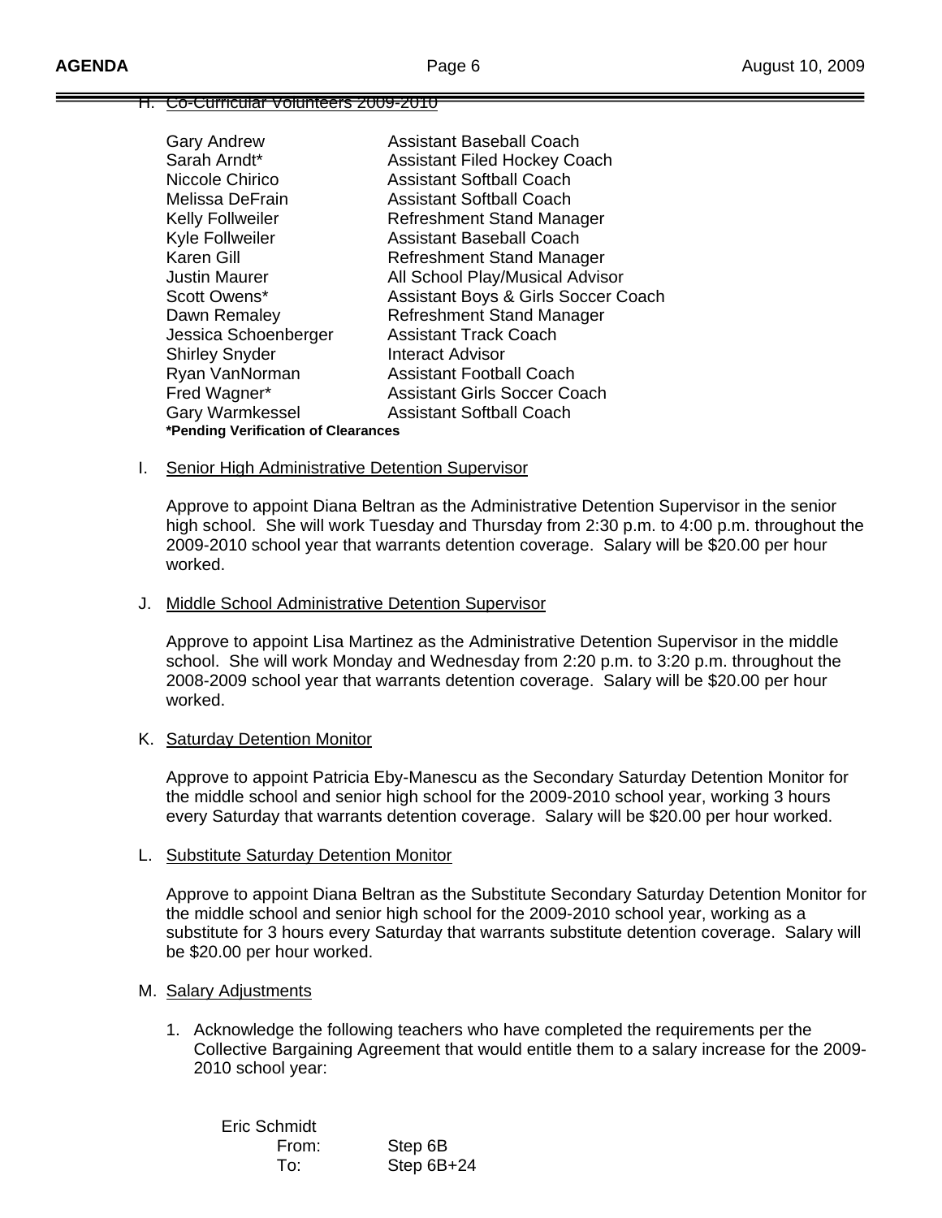H. Co-Curricular Volunteers 2009-2010

| | |
|---|---|
| Gary Andrew | Assistant Baseball Coach |
| Sarah Arndt* | Assistant Filed Hockey Coach |
| Niccole Chirico | Assistant Softball Coach |
| Melissa DeFrain | Assistant Softball Coach |
| Kelly Follweiler | Refreshment Stand Manager |
| Kyle Follweiler | Assistant Baseball Coach |
| Karen Gill | Refreshment Stand Manager |
| Justin Maurer | All School Play/Musical Advisor |
| Scott Owens* | Assistant Boys & Girls Soccer Coach |
| Dawn Remaley | Refreshment Stand Manager |
| Jessica Schoenberger | Assistant Track Coach |
| Shirley Snyder | Interact Advisor |
| Ryan VanNorman | Assistant Football Coach |
| Fred Wagner* | Assistant Girls Soccer Coach |
| Gary Warmkessel | Assistant Softball Coach |

**\*Pending Verification of Clearances**

I. Senior High Administrative Detention Supervisor

Approve to appoint Diana Beltran as the Administrative Detention Supervisor in the senior high school. She will work Tuesday and Thursday from 2:30 p.m. to 4:00 p.m. throughout the 2009-2010 school year that warrants detention coverage. Salary will be $20.00 per hour worked.

J. Middle School Administrative Detention Supervisor

Approve to appoint Lisa Martinez as the Administrative Detention Supervisor in the middle school. She will work Monday and Wednesday from 2:20 p.m. to 3:20 p.m. throughout the 2008-2009 school year that warrants detention coverage. Salary will be $20.00 per hour worked.

K. Saturday Detention Monitor

Approve to appoint Patricia Eby-Manescu as the Secondary Saturday Detention Monitor for the middle school and senior high school for the 2009-2010 school year, working 3 hours every Saturday that warrants detention coverage. Salary will be $20.00 per hour worked.

L. Substitute Saturday Detention Monitor

Approve to appoint Diana Beltran as the Substitute Secondary Saturday Detention Monitor for the middle school and senior high school for the 2009-2010 school year, working as a substitute for 3 hours every Saturday that warrants substitute detention coverage. Salary will be $20.00 per hour worked.

M. Salary Adjustments

1. Acknowledge the following teachers who have completed the requirements per the Collective Bargaining Agreement that would entitle them to a salary increase for the 2009-2010 school year:

   Eric Schmidt
   From: Step 6B
   To: Step 6B+24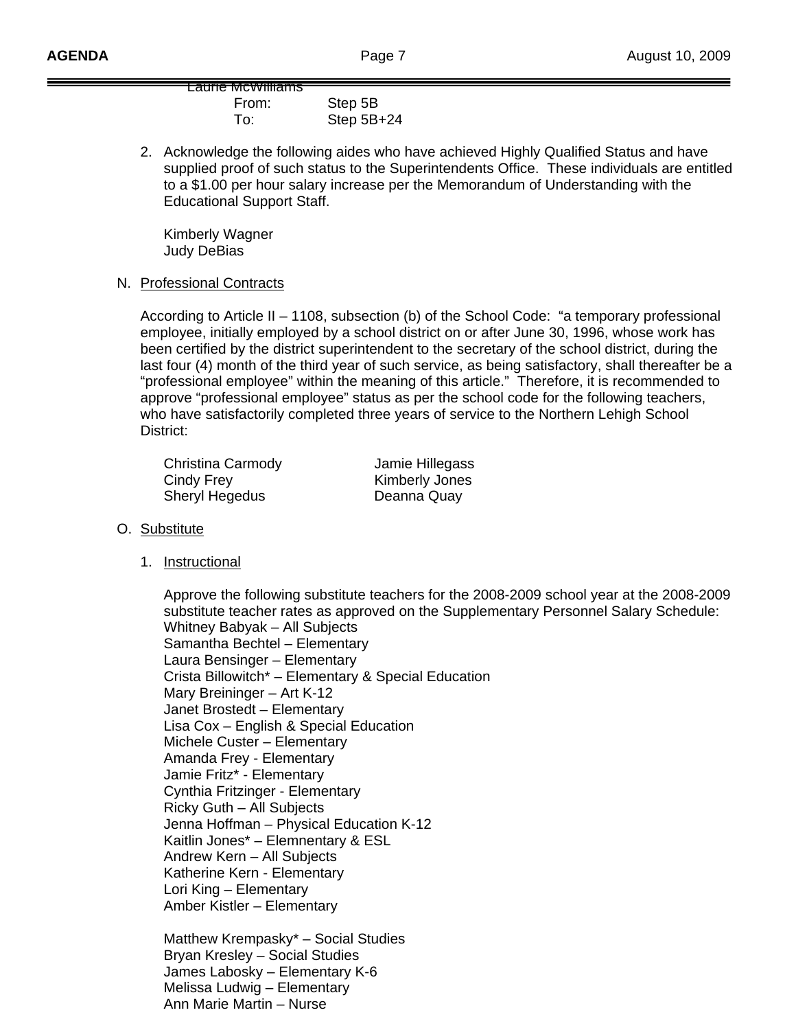Laurie McWilliams

From: Step 5B
To: Step 5B+24

2. Acknowledge the following aides who have achieved Highly Qualified Status and have supplied proof of such status to the Superintendents Office. These individuals are entitled to a $1.00 per hour salary increase per the Memorandum of Understanding with the Educational Support Staff.

   Kimberly Wagner
   Judy DeBias

N. Professional Contracts

According to Article II – 1108, subsection (b) of the School Code: "a temporary professional employee, initially employed by a school district on or after June 30, 1996, whose work has been certified by the district superintendent to the secretary of the school district, during the last four (4) month of the third year of such service, as being satisfactory, shall thereafter be a "professional employee" within the meaning of this article." Therefore, it is recommended to approve "professional employee" status as per the school code for the following teachers, who have satisfactorily completed three years of service to the Northern Lehigh School District:

Christina Carmody
Cindy Frey
Sheryl Hegedus
Jamie Hillegass
Kimberly Jones
Deanna Quay

O. Substitute

1. Instructional

   Approve the following substitute teachers for the 2008-2009 school year at the 2008-2009 substitute teacher rates as approved on the Supplementary Personnel Salary Schedule:
   Whitney Babyak – All Subjects
   Samantha Bechtel – Elementary
   Laura Bensinger – Elementary
   Crista Billowitch* – Elementary & Special Education
   Mary Breininger – Art K-12
   Janet Brostedt – Elementary
   Lisa Cox – English & Special Education
   Michele Custer – Elementary
   Amanda Frey - Elementary
   Jamie Fritz* - Elementary
   Cynthia Fritzinger - Elementary
   Ricky Guth – All Subjects
   Jenna Hoffman – Physical Education K-12
   Kaitlin Jones* – Elemnentary & ESL
   Andrew Kern – All Subjects
   Katherine Kern - Elementary
   Lori King – Elementary
   Amber Kistler – Elementary

   Matthew Krempasky* – Social Studies
   Bryan Kresley – Social Studies
   James Labosky – Elementary K-6
   Melissa Ludwig – Elementary
   Ann Marie Martin – Nurse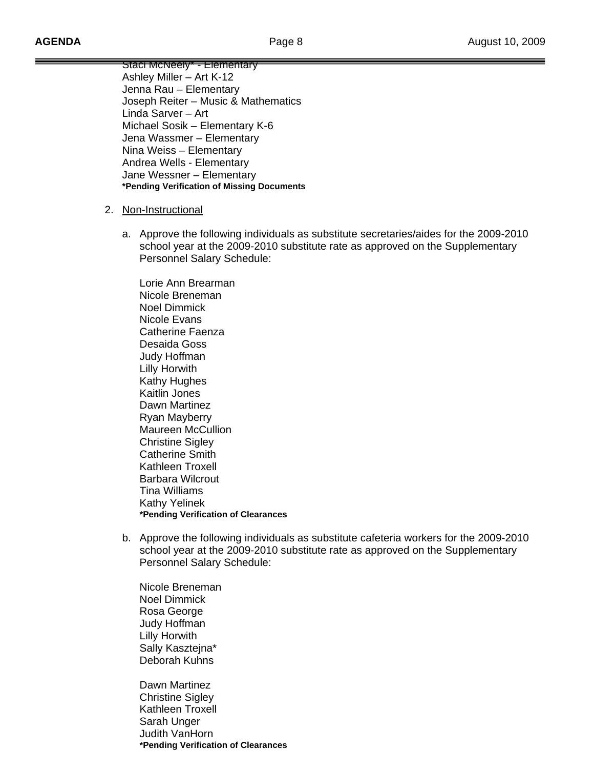Staci McNeely* - Elementary
Ashley Miller – Art K-12
Jenna Rau – Elementary
Joseph Reiter – Music & Mathematics
Linda Sarver – Art
Michael Sosik – Elementary K-6
Jena Wassmer – Elementary
Nina Weiss – Elementary
Andrea Wells - Elementary
Jane Wessner – Elementary
**\*Pending Verification of Missing Documents**

2. Non-Instructional

   a. Approve the following individuals as substitute secretaries/aides for the 2009-2010 school year at the 2009-2010 substitute rate as approved on the Supplementary Personnel Salary Schedule:

      Lorie Ann Brearman
      Nicole Breneman
      Noel Dimmick
      Nicole Evans
      Catherine Faenza
      Desaida Goss
      Judy Hoffman
      Lilly Horwith
      Kathy Hughes
      Kaitlin Jones
      Dawn Martinez
      Ryan Mayberry
      Maureen McCullion
      Christine Sigley
      Catherine Smith
      Kathleen Troxell
      Barbara Wilcrout
      Tina Williams
      Kathy Yelinek
      **\*Pending Verification of Clearances**

   b. Approve the following individuals as substitute cafeteria workers for the 2009-2010 school year at the 2009-2010 substitute rate as approved on the Supplementary Personnel Salary Schedule:

      Nicole Breneman
      Noel Dimmick
      Rosa George
      Judy Hoffman
      Lilly Horwith
      Sally Kasztejna*
      Deborah Kuhns

      Dawn Martinez
      Christine Sigley
      Kathleen Troxell
      Sarah Unger
      Judith VanHorn
      **\*Pending Verification of Clearances**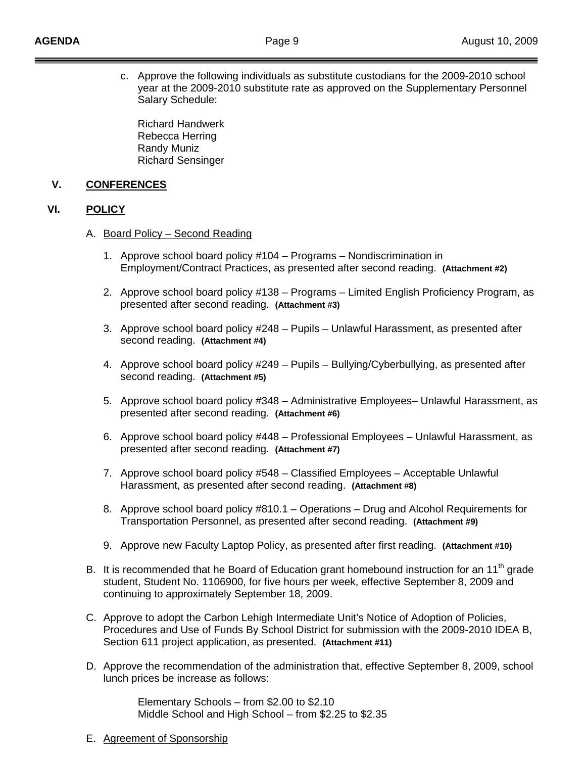c. Approve the following individuals as substitute custodians for the 2009-2010 school year at the 2009-2010 substitute rate as approved on the Supplementary Personnel Salary Schedule:

   Richard Handwerk
   Rebecca Herring
   Randy Muniz
   Richard Sensinger

## V. CONFERENCES

## VI. POLICY

A. Board Policy – Second Reading

   1. Approve school board policy #104 – Programs – Nondiscrimination in Employment/Contract Practices, as presented after second reading. **(Attachment #2)**

   2. Approve school board policy #138 – Programs – Limited English Proficiency Program, as presented after second reading. **(Attachment #3)**

   3. Approve school board policy #248 – Pupils – Unlawful Harassment, as presented after second reading. **(Attachment #4)**

   4. Approve school board policy #249 – Pupils – Bullying/Cyberbullying, as presented after second reading. **(Attachment #5)**

   5. Approve school board policy #348 – Administrative Employees– Unlawful Harassment, as presented after second reading. **(Attachment #6)**

   6. Approve school board policy #448 – Professional Employees – Unlawful Harassment, as presented after second reading. **(Attachment #7)**

   7. Approve school board policy #548 – Classified Employees – Acceptable Unlawful Harassment, as presented after second reading. **(Attachment #8)**

   8. Approve school board policy #810.1 – Operations – Drug and Alcohol Requirements for Transportation Personnel, as presented after second reading. **(Attachment #9)**

   9. Approve new Faculty Laptop Policy, as presented after first reading. **(Attachment #10)**

B. It is recommended that he Board of Education grant homebound instruction for an 11th grade student, Student No. 1106900, for five hours per week, effective September 8, 2009 and continuing to approximately September 18, 2009.

C. Approve to adopt the Carbon Lehigh Intermediate Unit's Notice of Adoption of Policies, Procedures and Use of Funds By School District for submission with the 2009-2010 IDEA B, Section 611 project application, as presented. **(Attachment #11)**

D. Approve the recommendation of the administration that, effective September 8, 2009, school lunch prices be increase as follows:

   Elementary Schools – from $2.00 to $2.10
   Middle School and High School – from $2.25 to $2.35

E. Agreement of Sponsorship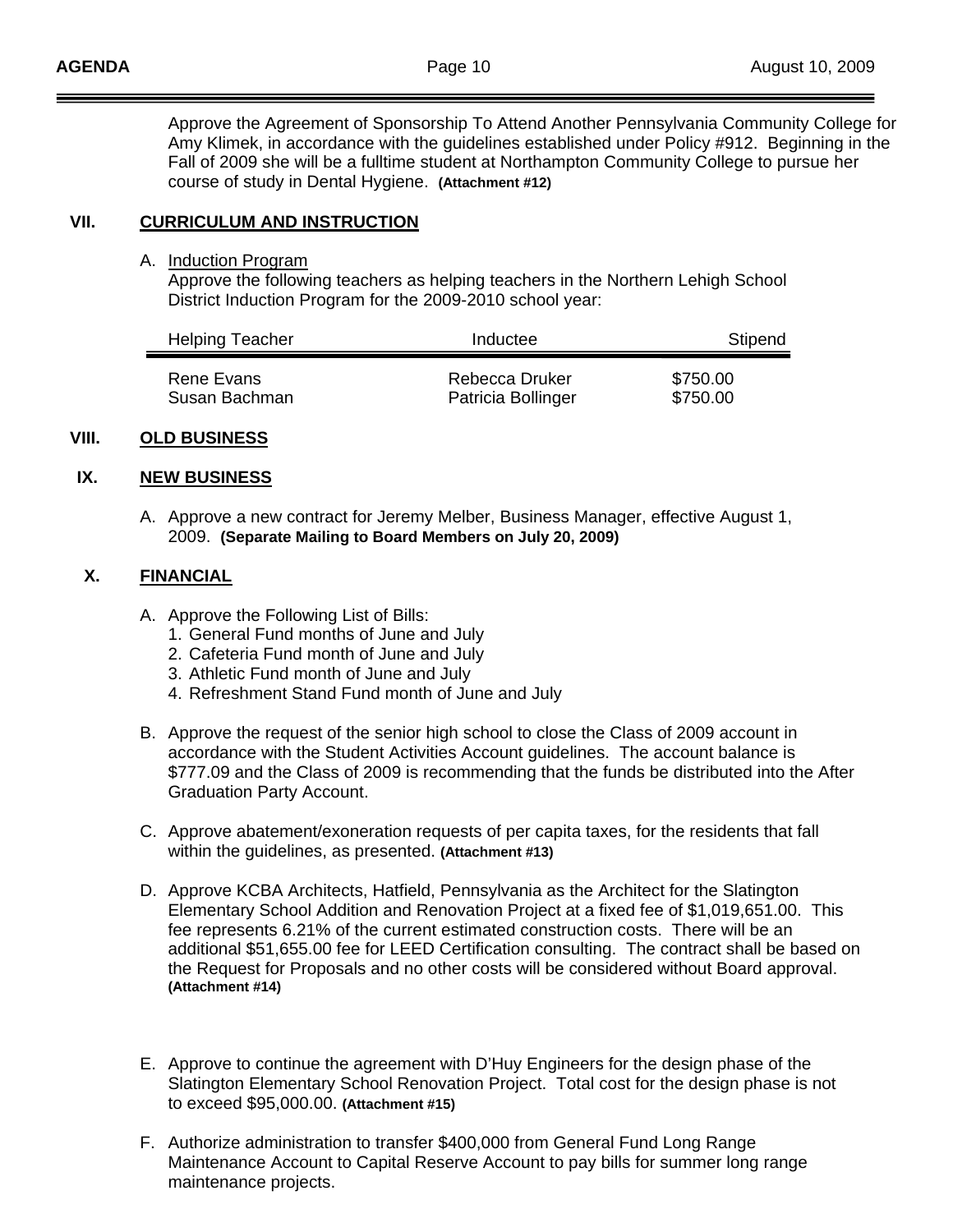Approve the Agreement of Sponsorship To Attend Another Pennsylvania Community College for Amy Klimek, in accordance with the guidelines established under Policy #912. Beginning in the Fall of 2009 she will be a fulltime student at Northampton Community College to pursue her course of study in Dental Hygiene. **(Attachment #12)**

## VII. CURRICULUM AND INSTRUCTION

A. Induction Program
Approve the following teachers as helping teachers in the Northern Lehigh School District Induction Program for the 2009-2010 school year:

| Helping Teacher | Inductee | Stipend |
|---|---|---|
| Rene Evans | Rebecca Druker | $750.00 |
| Susan Bachman | Patricia Bollinger | $750.00 |

## VIII. OLD BUSINESS

## IX. NEW BUSINESS

A. Approve a new contract for Jeremy Melber, Business Manager, effective August 1, 2009. **(Separate Mailing to Board Members on July 20, 2009)**

## X. FINANCIAL

A. Approve the Following List of Bills:
   1. General Fund months of June and July
   2. Cafeteria Fund month of June and July
   3. Athletic Fund month of June and July
   4. Refreshment Stand Fund month of June and July

B. Approve the request of the senior high school to close the Class of 2009 account in accordance with the Student Activities Account guidelines. The account balance is $777.09 and the Class of 2009 is recommending that the funds be distributed into the After Graduation Party Account.

C. Approve abatement/exoneration requests of per capita taxes, for the residents that fall within the guidelines, as presented. **(Attachment #13)**

D. Approve KCBA Architects, Hatfield, Pennsylvania as the Architect for the Slatington Elementary School Addition and Renovation Project at a fixed fee of $1,019,651.00. This fee represents 6.21% of the current estimated construction costs. There will be an additional $51,655.00 fee for LEED Certification consulting. The contract shall be based on the Request for Proposals and no other costs will be considered without Board approval. **(Attachment #14)**

E. Approve to continue the agreement with D'Huy Engineers for the design phase of the Slatington Elementary School Renovation Project. Total cost for the design phase is not to exceed $95,000.00. **(Attachment #15)**

F. Authorize administration to transfer $400,000 from General Fund Long Range Maintenance Account to Capital Reserve Account to pay bills for summer long range maintenance projects.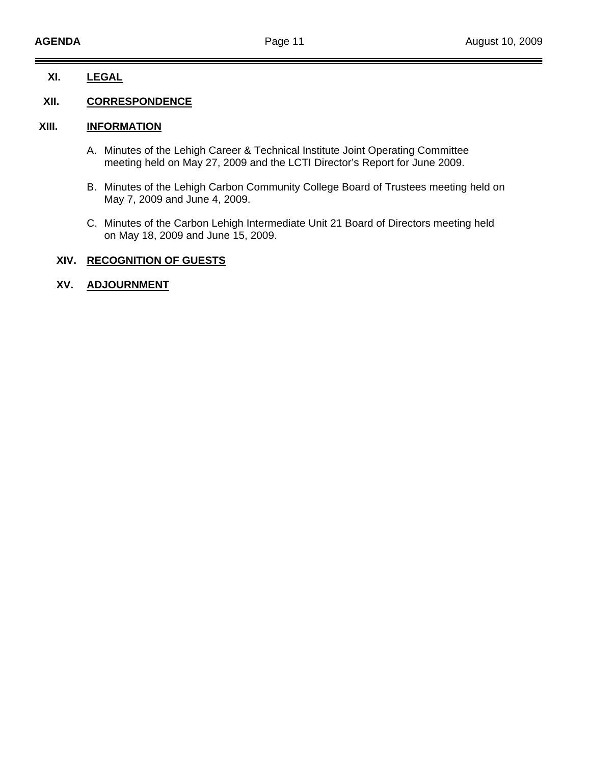## XI. LEGAL

## XII. CORRESPONDENCE

## XIII. INFORMATION

A. Minutes of the Lehigh Career & Technical Institute Joint Operating Committee meeting held on May 27, 2009 and the LCTI Director's Report for June 2009.

B. Minutes of the Lehigh Carbon Community College Board of Trustees meeting held on May 7, 2009 and June 4, 2009.

C. Minutes of the Carbon Lehigh Intermediate Unit 21 Board of Directors meeting held on May 18, 2009 and June 15, 2009.

## XIV. RECOGNITION OF GUESTS

## XV. ADJOURNMENT